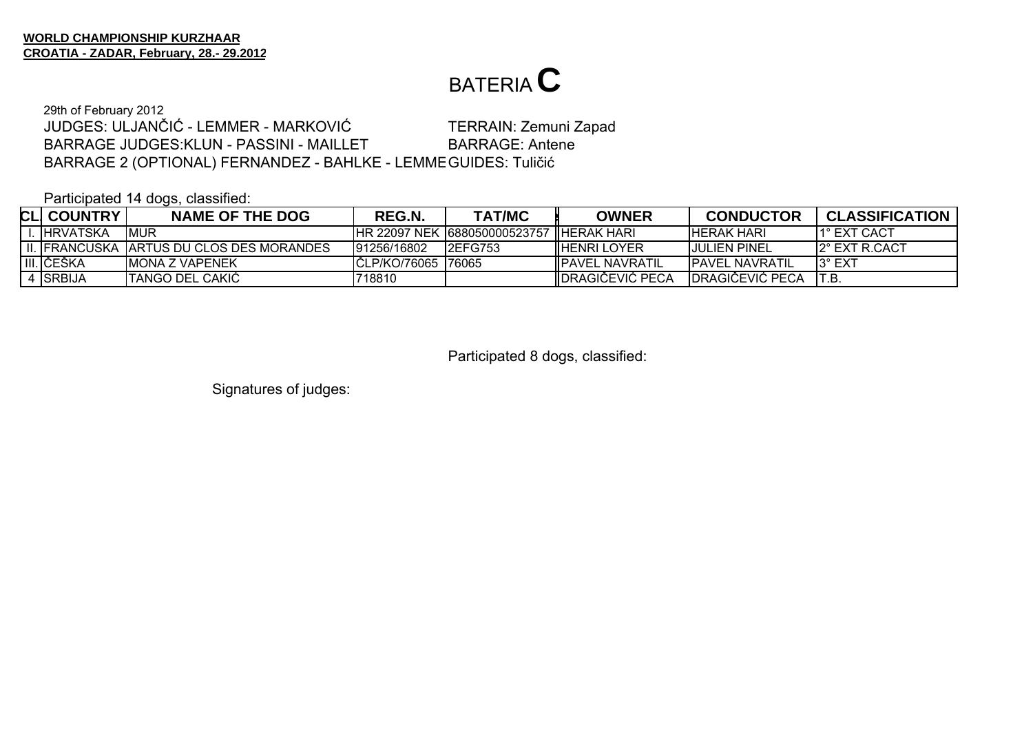**WORLD CHAMPIONSHIP KURZHAAR**
**CROATIA - ZADAR, February, 28.- 29.2012**

# BATERIA **C**

29th of February 2012
JUDGES: ULJANČIĆ - LEMMER - MARKOVIĆ TERRAIN: Zemuni Zapad
BARRAGE JUDGES:KLUN - PASSINI - MAILLET BARRAGE: Antene
BARRAGE 2 (OPTIONAL) FERNANDEZ - BAHLKE - LEMME GUIDES: Tuličić

Participated 14 dogs, classified:

| CL | COUNTRY | NAME OF THE DOG | REG.N. | TAT/MC | OWNER | CONDUCTOR | CLASSIFICATION |
|---|---|---|---|---|---|---|---|
| I. | HRVATSKA | MUR | HR 22097 NEK | 688050000523757 | HERAK HARI | HERAK HARI | 1° EXT CACT |
| II. | FRANCUSKA | ARTUS DU CLOS DES MORANDES | 91256/16802 | 2EFG753 | HENRI LOYER | JULIEN PINEL | 2° EXT R.CACT |
| III. | ČEŠKA | MONA Z VAPENEK | ČLP/KO/76065 | 76065 | PAVEL NAVRATIL | PAVEL NAVRATIL | 3° EXT |
| 4 | SRBIJA | TANGO DEL CAKIĆ | 718810 | | DRAGIČEVIĆ PECA | DRAGIČEVIĆ PECA | T.B. |

Participated 8 dogs, classified:

Signatures of judges: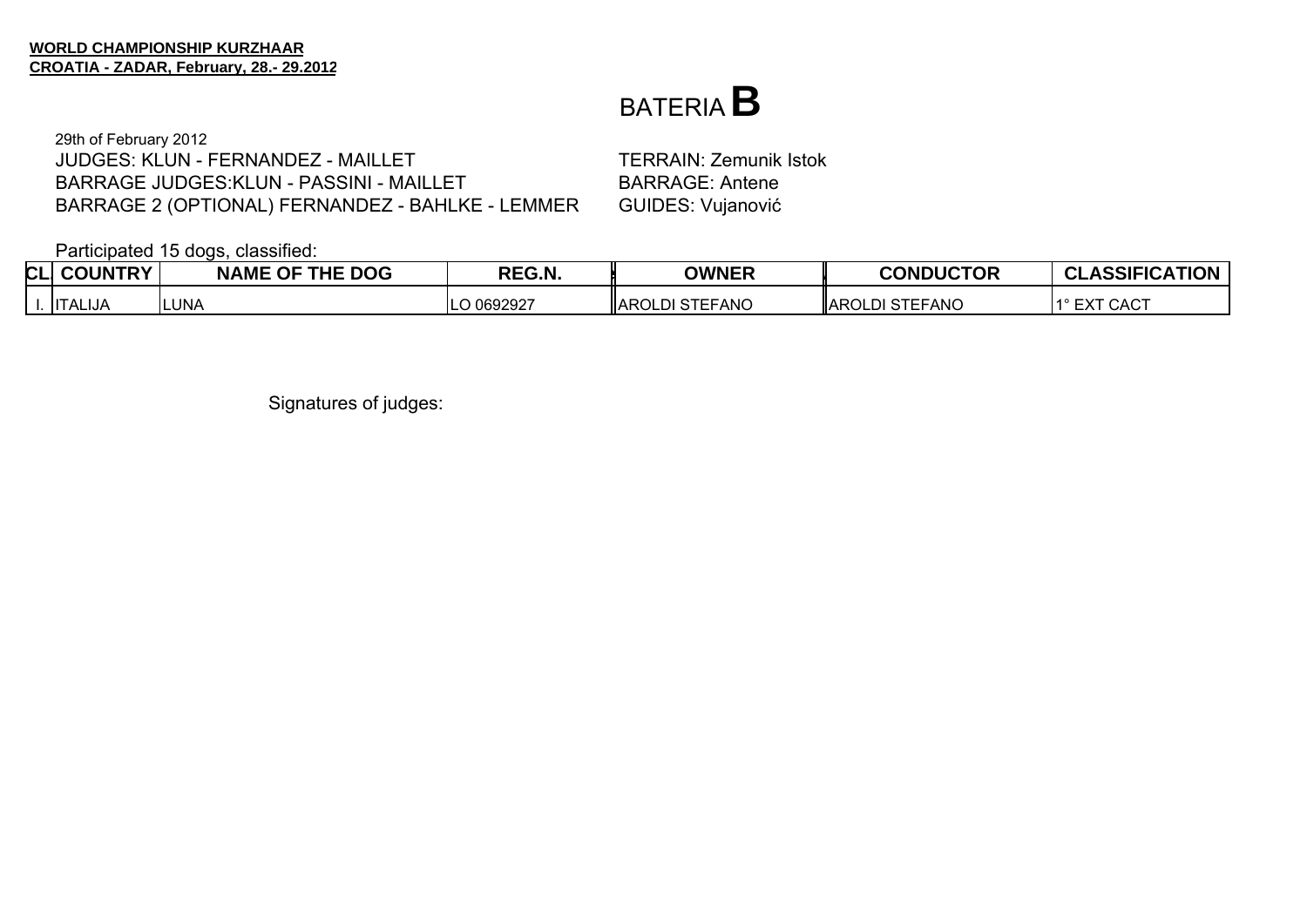**WORLD CHAMPIONSHIP KURZHAAR**
**CROATIA - ZADAR, February, 28.- 29.2012**

# BATERIA **B**

29th of February 2012

JUDGES: KLUN - FERNANDEZ - MAILLET
BARRAGE JUDGES:KLUN - PASSINI - MAILLET
BARRAGE 2 (OPTIONAL) FERNANDEZ - BAHLKE - LEMMER

TERRAIN: Zemunik Istok
BARRAGE: Antene
GUIDES: Vujanović

Participated 15 dogs, classified:

| CL | COUNTRY | NAME OF THE DOG | REG.N. | OWNER | CONDUCTOR | CLASSIFICATION |
|---|---|---|---|---|---|---|
| I. | ITALIJA | LUNA | LO 0692927 | AROLDI STEFANO | AROLDI STEFANO | 1° EXT CACT |

Signatures of judges: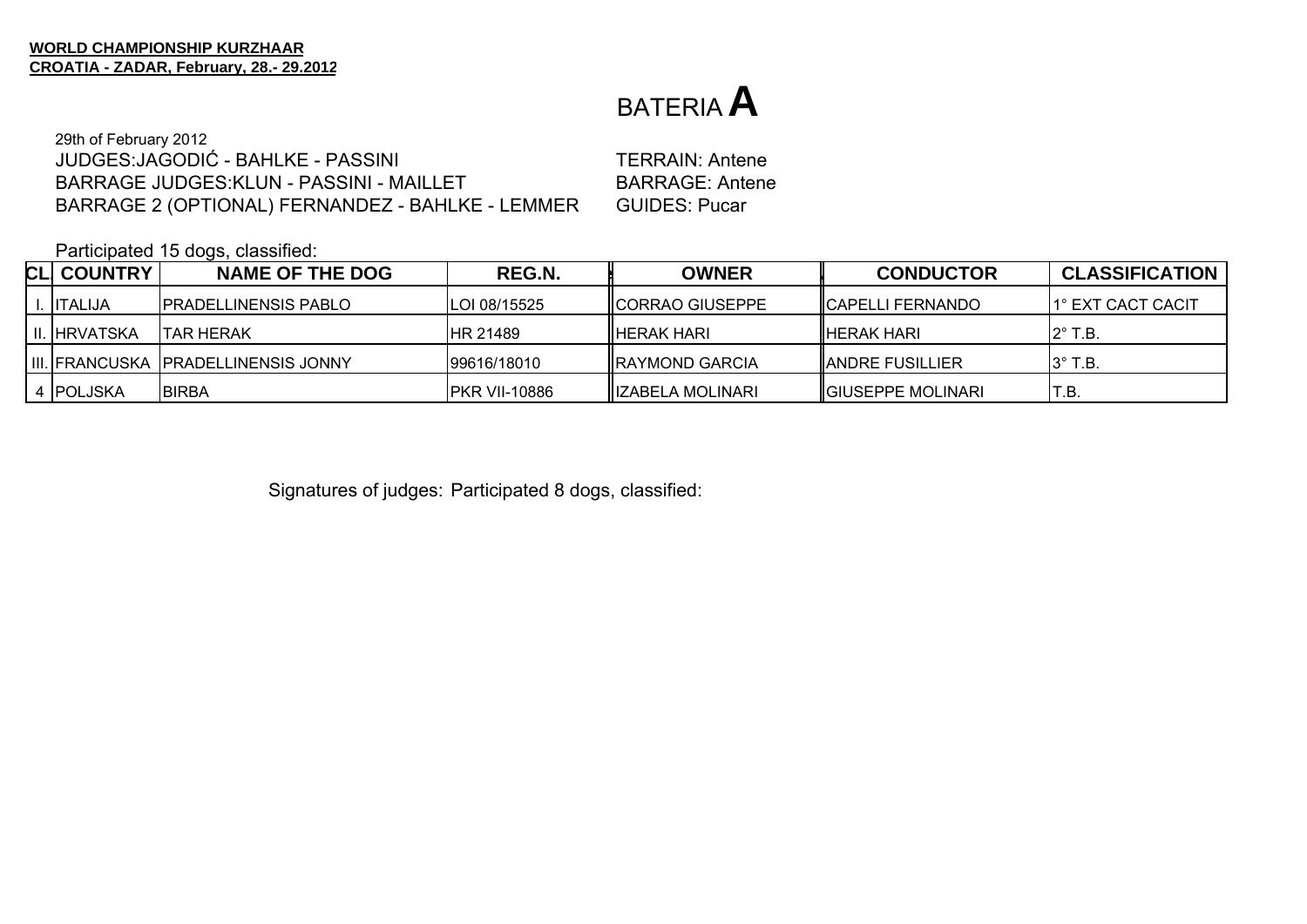**WORLD CHAMPIONSHIP KURZHAAR**
**CROATIA - ZADAR, February, 28.- 29.2012**

# BATERIA **A**

29th of February 2012

JUDGES:JAGODIĆ - BAHLKE - PASSINI

BARRAGE JUDGES:KLUN - PASSINI - MAILLET

BARRAGE 2 (OPTIONAL) FERNANDEZ - BAHLKE - LEMMER

TERRAIN: Antene

BARRAGE: Antene

GUIDES: Pucar

Participated 15 dogs, classified:

| CL. | COUNTRY | NAME OF THE DOG | REG.N. | OWNER | CONDUCTOR | CLASSIFICATION |
|---|---|---|---|---|---|---|
| I. | ITALIJA | PRADELLINENSIS PABLO | LOI 08/15525 | CORRAO GIUSEPPE | CAPELLI FERNANDO | 1° EXT CACT CACIT |
| II. | HRVATSKA | TAR HERAK | HR 21489 | HERAK HARI | HERAK HARI | 2° T.B. |
| III. | FRANCUSKA | PRADELLINENSIS JONNY | 99616/18010 | RAYMOND GARCIA | ANDRE FUSILLIER | 3° T.B. |
| 4 | POLJSKA | BIRBA | PKR VII-10886 | IZABELA MOLINARI | GIUSEPPE MOLINARI | T.B. |

Signatures of judges: Participated 8 dogs, classified: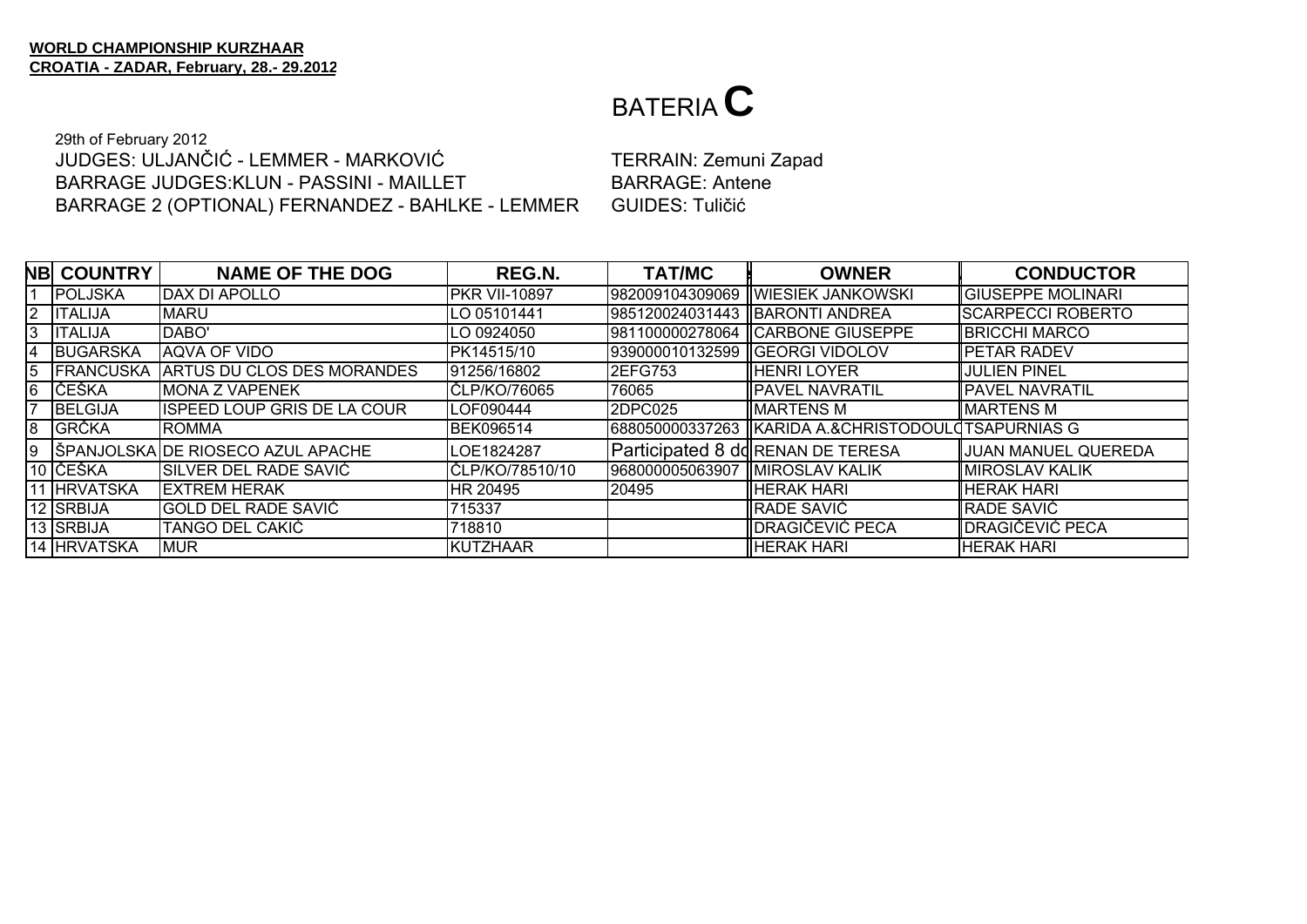**WORLD CHAMPIONSHIP KURZHAAR**
**CROATIA - ZADAR, February, 28.- 29.2012**

# BATERIA C

29th of February 2012
JUDGES: ULJANČIĆ - LEMMER - MARKOVIĆ
BARRAGE JUDGES:KLUN - PASSINI - MAILLET
BARRAGE 2 (OPTIONAL) FERNANDEZ - BAHLKE - LEMMER

TERRAIN: Zemuni Zapad
BARRAGE: Antene
GUIDES: Tuličić

| NB | COUNTRY | NAME OF THE DOG | REG.N. | TAT/MC | OWNER | CONDUCTOR |
|---|---|---|---|---|---|---|
| 1 | POLJSKA | DAX DI APOLLO | PKR VII-10897 | 982009104309069 | WIESIEK JANKOWSKI | GIUSEPPE MOLINARI |
| 2 | ITALIJA | MARU | LO 05101441 | 985120024031443 | BARONTI ANDREA | SCARPECCI ROBERTO |
| 3 | ITALIJA | DABO' | LO 0924050 | 981100000278064 | CARBONE GIUSEPPE | BRICCHI MARCO |
| 4 | BUGARSKA | AQVA OF VIDO | PK14515/10 | 939000010132599 | GEORGI VIDOLOV | PETAR RADEV |
| 5 | FRANCUSKA | ARTUS DU CLOS DES MORANDES | 91256/16802 | 2EFG753 | HENRI LOYER | JULIEN PINEL |
| 6 | ČEŠKA | MONA Z VAPENEK | ČLP/KO/76065 | 76065 | PAVEL NAVRATIL | PAVEL NAVRATIL |
| 7 | BELGIJA | ISPEED LOUP GRIS DE LA COUR | LOF090444 | 2DPC025 | MARTENS M | MARTENS M |
| 8 | GRČKA | ROMMA | BEK096514 | 688050000337263 | KARIDA A.&CHRISTODOUL | TSAPURNIAS G |
| 9 | ŠPANJOLSKA | DE RIOSECO AZUL APACHE | LOE1824287 | Participated 8 d | RENAN DE TERESA | JUAN MANUEL QUEREDA |
| 10 | ČEŠKA | SILVER DEL RADE SAVIĆ | ČLP/KO/78510/10 | 968000005063907 | MIROSLAV KALIK | MIROSLAV KALIK |
| 11 | HRVATSKA | EXTREM HERAK | HR 20495 | 20495 | HERAK HARI | HERAK HARI |
| 12 | SRBIJA | GOLD DEL RADE SAVIĆ | 715337 | | RADE SAVIĆ | RADE SAVIĆ |
| 13 | SRBIJA | TANGO DEL CAKIĆ | 718810 | | DRAGIČEVIĆ PECA | DRAGIČEVIĆ PECA |
| 14 | HRVATSKA | MUR | KUTZHAAR | | HERAK HARI | HERAK HARI |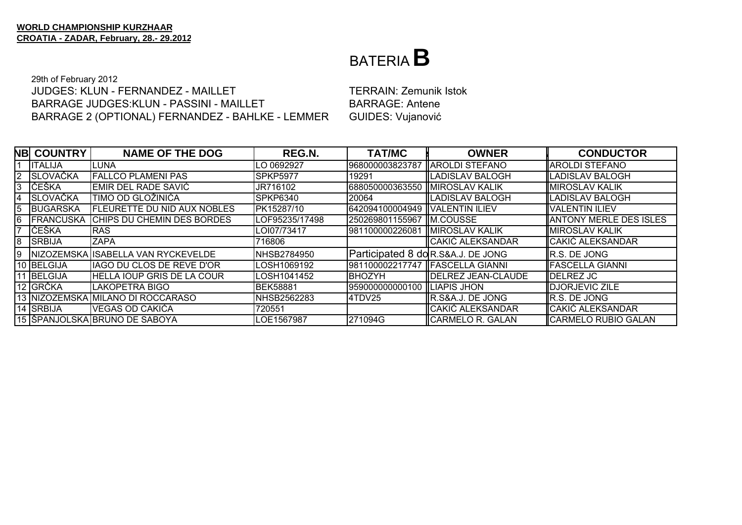**WORLD CHAMPIONSHIP KURZHAAR**
**CROATIA - ZADAR, February, 28.- 29.2012**

# BATERIA **B**

29th of February 2012
JUDGES: KLUN - FERNANDEZ - MAILLET
BARRAGE JUDGES:KLUN - PASSINI - MAILLET
BARRAGE 2 (OPTIONAL) FERNANDEZ - BAHLKE - LEMMER

TERRAIN: Zemunik Istok
BARRAGE: Antene
GUIDES: Vujanović

| NB | COUNTRY | NAME OF THE DOG | REG.N. | TAT/MC | OWNER | CONDUCTOR |
|---|---|---|---|---|---|---|
| 1 | ITALIJA | LUNA | LO 0692927 | 968000003823787 | AROLDI STEFANO | AROLDI STEFANO |
| 2 | SLOVAČKA | FALLCO PLAMENI PAS | SPKP5977 | 19291 | LADISLAV BALOGH | LADISLAV BALOGH |
| 3 | ČEŠKA | EMIR DEL RADE SAVIĆ | JR716102 | 688050000363550 | MIROSLAV KALIK | MIROSLAV KALIK |
| 4 | SLOVAČKA | TIMO OD GLOŽINIĆA | SPKP6340 | 20064 | LADISLAV BALOGH | LADISLAV BALOGH |
| 5 | BUGARSKA | FLEURETTE DU NID AUX NOBLES | PK15287/10 | 642094100004949 | VALENTIN ILIEV | VALENTIN ILIEV |
| 6 | FRANCUSKA | CHIPS DU CHEMIN DES BORDES | LOF95235/17498 | 250269801155967 | M.COUSSE | ANTONY MERLE DES ISLES |
| 7 | ČEŠKA | RAS | LOI07/73417 | 981100000226081 | MIROSLAV KALIK | MIROSLAV KALIK |
| 8 | SRBIJA | ZAPA | 716806 | | CAKIĆ ALEKSANDAR | CAKIĆ ALEKSANDAR |
| 9 | NIZOZEMSKA | ISABELLA VAN RYCKEVELDE | NHSB2784950 | Participated 8 do | R.S&A.J. DE JONG | R.S. DE JONG |
| 10 | BELGIJA | IAGO DU CLOS DE REVE D'OR | LOSH1069192 | 981100002217747 | FASCELLA GIANNI | FASCELLA GIANNI |
| 11 | BELGIJA | HELLA IOUP GRIS DE LA COUR | LOSH1041452 | BHOZYH | DELREZ JEAN-CLAUDE | DELREZ JC |
| 12 | GRČKA | LAKOPETRA BIGO | BEK58881 | 959000000000100 | LIAPIS JHON | DJORJEVIC ZILE |
| 13 | NIZOZEMSKA | MILANO DI ROCCARASO | NHSB2562283 | 4TDV25 | R.S&A.J. DE JONG | R.S. DE JONG |
| 14 | SRBIJA | VEGAS OD CAKIĆA | 720551 | | CAKIĆ ALEKSANDAR | CAKIĆ ALEKSANDAR |
| 15 | ŠPANJOLSKA | BRUNO DE SABOYA | LOE1567987 | 271094G | CARMELO R. GALAN | CARMELO RUBIO GALAN |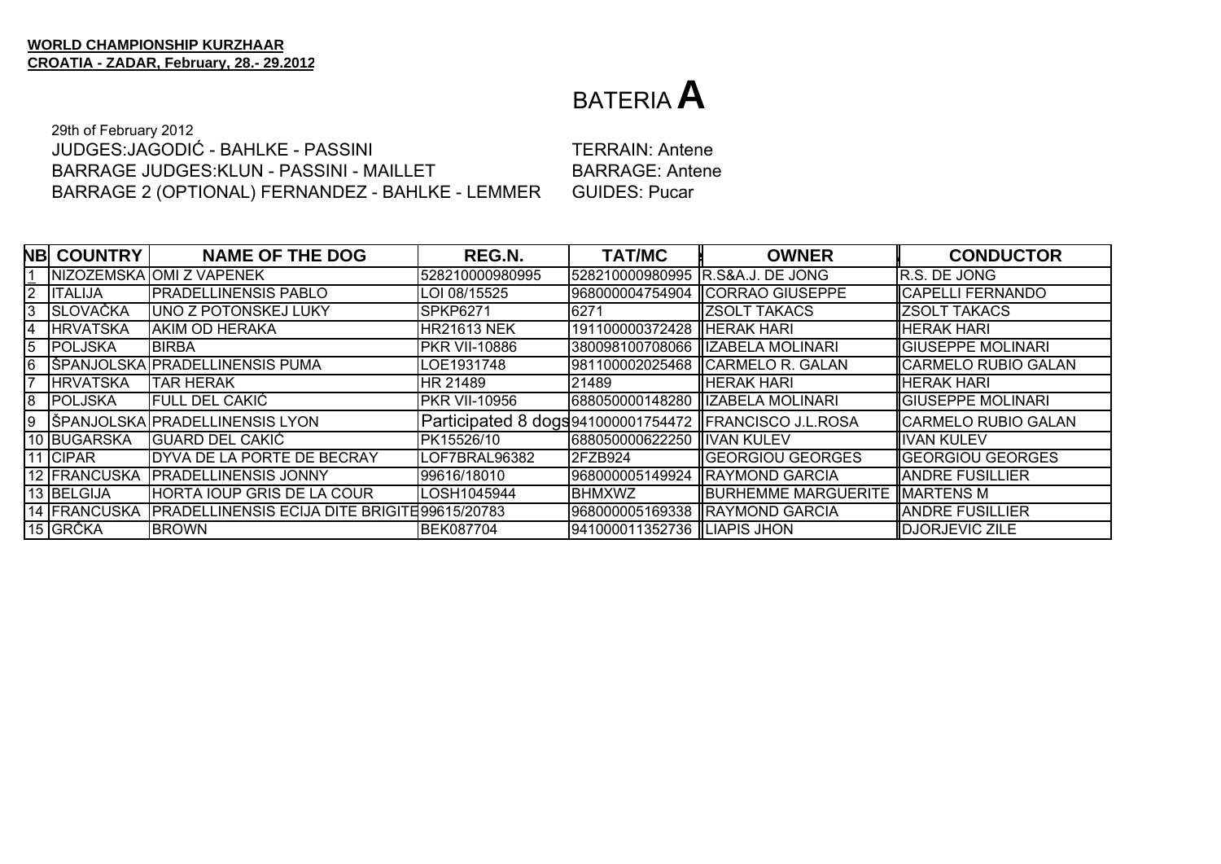**WORLD CHAMPIONSHIP KURZHAAR**
**CROATIA - ZADAR, February, 28.- 29.2012**

# BATERIA **A**

29th of February 2012
JUDGES:JAGODIĆ - BAHLKE - PASSINI
BARRAGE JUDGES:KLUN - PASSINI - MAILLET
BARRAGE 2 (OPTIONAL) FERNANDEZ - BAHLKE - LEMMER

TERRAIN: Antene
BARRAGE: Antene
GUIDES: Pucar

| NB | COUNTRY | NAME OF THE DOG | REG.N. | TAT/MC | OWNER | CONDUCTOR |
|---|---|---|---|---|---|---|
| 1 | NIZOZEMSKA | OMI Z VAPENEK | 528210000980995 | 528210000980995 | R.S&A.J. DE JONG | R.S. DE JONG |
| 2 | ITALIJA | PRADELLINENSIS PABLO | LOI 08/15525 | 968000004754904 | CORRAO GIUSEPPE | CAPELLI FERNANDO |
| 3 | SLOVAČKA | UNO Z POTONSKEJ LUKY | SPKP6271 | 6271 | ZSOLT TAKACS | ZSOLT TAKACS |
| 4 | HRVATSKA | AKIM OD HERAKA | HR21613 NEK | 191100000372428 | HERAK HARI | HERAK HARI |
| 5 | POLJSKA | BIRBA | PKR VII-10886 | 380098100708066 | IZABELA MOLINARI | GIUSEPPE MOLINARI |
| 6 | ŠPANJOLSKA | PRADELLINENSIS PUMA | LOE1931748 | 981100002025468 | CARMELO R. GALAN | CARMELO RUBIO GALAN |
| 7 | HRVATSKA | TAR HERAK | HR 21489 | 21489 | HERAK HARI | HERAK HARI |
| 8 | POLJSKA | FULL DEL CAKIĆ | PKR VII-10956 | 688050000148280 | IZABELA MOLINARI | GIUSEPPE MOLINARI |
| 9 | ŠPANJOLSKA | PRADELLINENSIS LYON | Participated 8 dogs | 941000001754472 | FRANCISCO J.L.ROSA | CARMELO RUBIO GALAN |
| 10 | BUGARSKA | GUARD DEL CAKIĆ | PK15526/10 | 688050000622250 | IVAN KULEV | IVAN KULEV |
| 11 | CIPAR | DYVA DE LA PORTE DE BECRAY | LOF7BRAL96382 | 2FZB924 | GEORGIOU GEORGES | GEORGIOU GEORGES |
| 12 | FRANCUSKA | PRADELLINENSIS JONNY | 99616/18010 | 968000005149924 | RAYMOND GARCIA | ANDRE FUSILLIER |
| 13 | BELGIJA | HORTA IOUP GRIS DE LA COUR | LOSH1045944 | BHMXWZ | BURHEMME MARGUERITE | MARTENS M |
| 14 | FRANCUSKA | PRADELLINENSIS ECIJA DITE BRIGITE | 99615/20783 | 968000005169338 | RAYMOND GARCIA | ANDRE FUSILLIER |
| 15 | GRČKA | BROWN | BEK087704 | 941000011352736 | LIAPIS JHON | DJORJEVIC ZILE |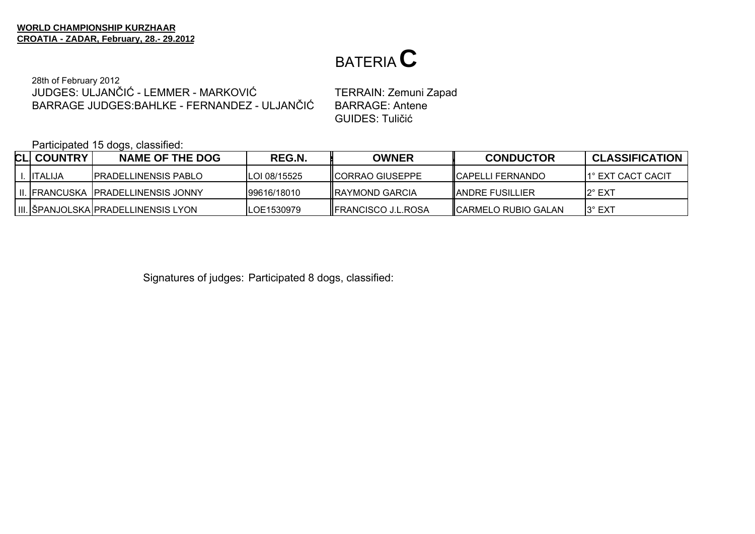**WORLD CHAMPIONSHIP KURZHAAR**
**CROATIA - ZADAR, February, 28.- 29.2012**

# BATERIA C

28th of February 2012
JUDGES: ULJANČIĆ - LEMMER - MARKOVIĆ
BARRAGE JUDGES:BAHLKE - FERNANDEZ - ULJANČIĆ

TERRAIN: Zemuni Zapad
BARRAGE: Antene
GUIDES: Tuličić

Participated 15 dogs, classified:

| CL. | COUNTRY | NAME OF THE DOG | REG.N. | OWNER | CONDUCTOR | CLASSIFICATION |
|---|---|---|---|---|---|---|
| I. | ITALIJA | PRADELLINENSIS PABLO | LOI 08/15525 | CORRAO GIUSEPPE | CAPELLI FERNANDO | 1° EXT CACT CACIT |
| II. | FRANCUSKA | PRADELLINENSIS JONNY | 99616/18010 | RAYMOND GARCIA | ANDRE FUSILLIER | 2° EXT |
| III. | ŠPANJOLSKA | PRADELLINENSIS LYON | LOE1530979 | FRANCISCO J.L.ROSA | CARMELO RUBIO GALAN | 3° EXT |

Signatures of judges: Participated 8 dogs, classified: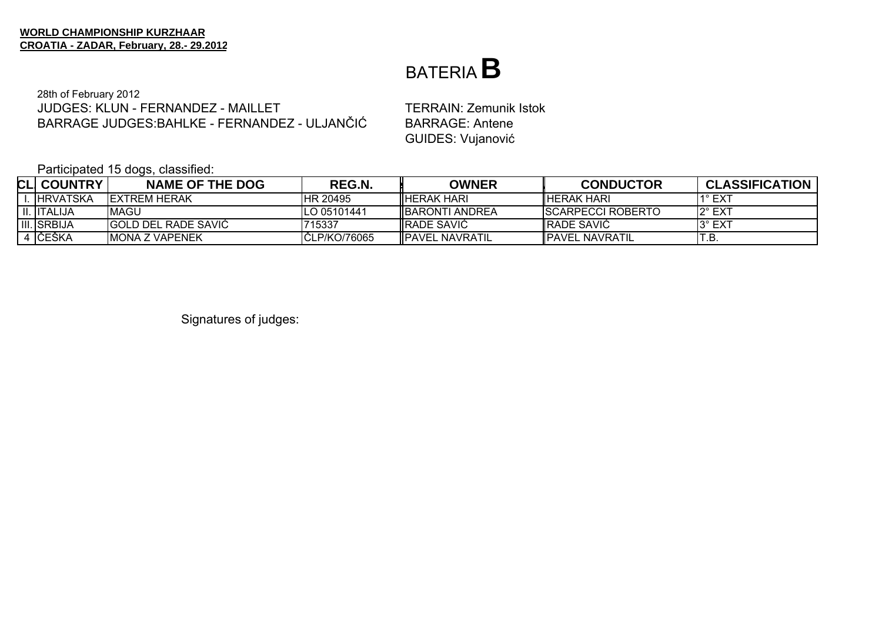**WORLD CHAMPIONSHIP KURZHAAR**
**CROATIA - ZADAR, February, 28.- 29.2012**

# BATERIA **B**

28th of February 2012
JUDGES: KLUN - FERNANDEZ - MAILLET
BARRAGE JUDGES:BAHLKE - FERNANDEZ - ULJANČIĆ

TERRAIN: Zemunik Istok
BARRAGE: Antene
GUIDES: Vujanović

Participated 15 dogs, classified:

| CL | COUNTRY | NAME OF THE DOG | REG.N. | OWNER | CONDUCTOR | CLASSIFICATION |
|---|---|---|---|---|---|---|
| I. | HRVATSKA | EXTREM HERAK | HR 20495 | HERAK HARI | HERAK HARI | 1° EXT |
| II. | ITALIJA | MAGU | LO 05101441 | BARONTI ANDREA | SCARPECCI ROBERTO | 2° EXT |
| III. | SRBIJA | GOLD DEL RADE SAVIĆ | 715337 | RADE SAVIĆ | RADE SAVIĆ | 3° EXT |
| 4 | ČEŠKA | MONA Z VAPENEK | ČLP/KO/76065 | PAVEL NAVRATIL | PAVEL NAVRATIL | T.B. |

Signatures of judges: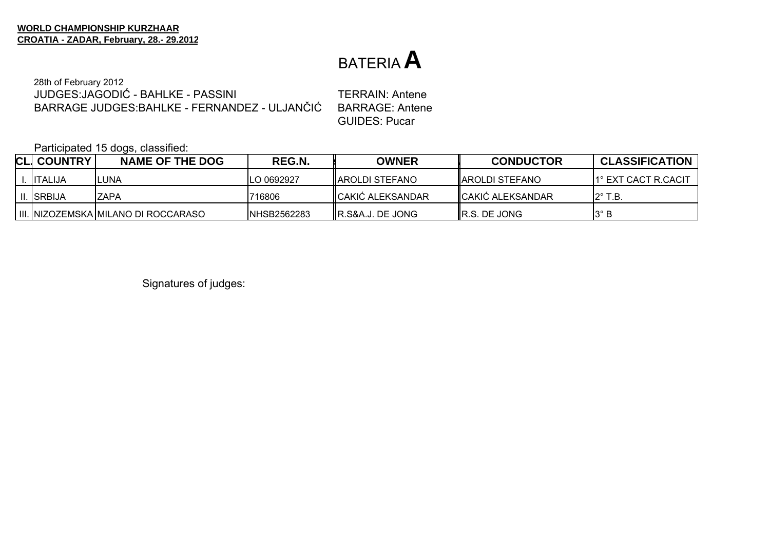**WORLD CHAMPIONSHIP KURZHAAR**
**CROATIA - ZADAR, February, 28.- 29.2012**

# BATERIA **A**

28th of February 2012
JUDGES:JAGODIĆ - BAHLKE - PASSINI
BARRAGE JUDGES:BAHLKE - FERNANDEZ - ULJANČIĆ

TERRAIN: Antene
BARRAGE: Antene
GUIDES: Pucar

Participated 15 dogs, classified:

| CL. | COUNTRY | NAME OF THE DOG | REG.N. | OWNER | CONDUCTOR | CLASSIFICATION |
|---|---|---|---|---|---|---|
| I. | ITALIJA | LUNA | LO 0692927 | AROLDI STEFANO | AROLDI STEFANO | 1° EXT CACT R.CACIT |
| II. | SRBIJA | ZAPA | 716806 | CAKIĆ ALEKSANDAR | CAKIĆ ALEKSANDAR | 2° T.B. |
| III. | NIZOZEMSKA | MILANO DI ROCCARASO | NHSB2562283 | R.S&A.J. DE JONG | R.S. DE JONG | 3° B |

Signatures of judges: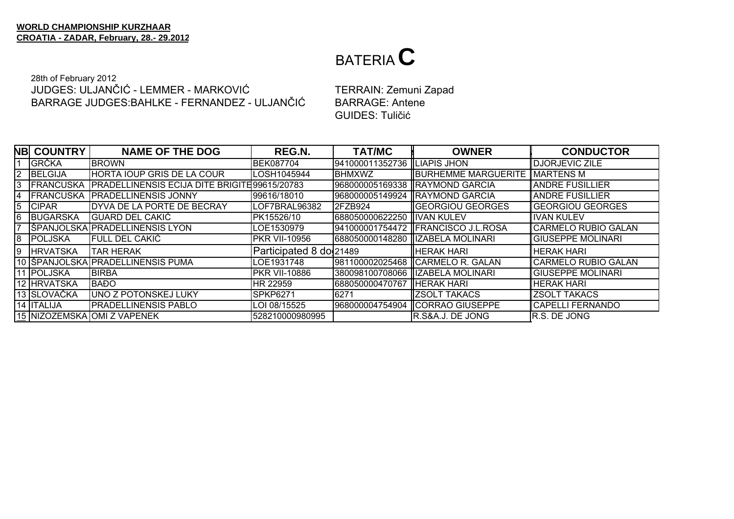**WORLD CHAMPIONSHIP KURZHAAR**
**CROATIA - ZADAR, February, 28.- 29.2012**

# BATERIA C

28th of February 2012
JUDGES: ULJANČIĆ - LEMMER - MARKOVIĆ
BARRAGE JUDGES:BAHLKE - FERNANDEZ - ULJANČIĆ

TERRAIN: Zemuni Zapad
BARRAGE: Antene
GUIDES: Tuličić

| NB | COUNTRY | NAME OF THE DOG | REG.N. | TAT/MC | OWNER | CONDUCTOR |
|---|---|---|---|---|---|---|
| 1 | GRČKA | BROWN | BEK087704 | 941000011352736 | LIAPIS JHON | DJORJEVIC ZILE |
| 2 | BELGIJA | HORTA IOUP GRIS DE LA COUR | LOSH1045944 | BHMXWZ | BURHEMME MARGUERITE | MARTENS M |
| 3 | FRANCUSKA | PRADELLINENSIS ECIJA DITE BRIGITE | 99615/20783 | 968000005169338 | RAYMOND GARCIA | ANDRE FUSILLIER |
| 4 | FRANCUSKA | PRADELLINENSIS JONNY | 99616/18010 | 968000005149924 | RAYMOND GARCIA | ANDRE FUSILLIER |
| 5 | CIPAR | DYVA DE LA PORTE DE BECRAY | LOF7BRAL96382 | 2FZB924 | GEORGIOU GEORGES | GEORGIOU GEORGES |
| 6 | BUGARSKA | GUARD DEL CAKIĆ | PK15526/10 | 688050000622250 | IVAN KULEV | IVAN KULEV |
| 7 | ŠPANJOLSKA | PRADELLINENSIS LYON | LOE1530979 | 941000001754472 | FRANCISCO J.L.ROSA | CARMELO RUBIO GALAN |
| 8 | POLJSKA | FULL DEL CAKIĆ | PKR VII-10956 | 688050000148280 | IZABELA MOLINARI | GIUSEPPE MOLINARI |
| 9 | HRVATSKA | TAR HERAK | Participated 8 do | 21489 | HERAK HARI | HERAK HARI |
| 10 | ŠPANJOLSKA | PRADELLINENSIS PUMA | LOE1931748 | 981100002025468 | CARMELO R. GALAN | CARMELO RUBIO GALAN |
| 11 | POLJSKA | BIRBA | PKR VII-10886 | 380098100708066 | IZABELA MOLINARI | GIUSEPPE MOLINARI |
| 12 | HRVATSKA | BAĐO | HR 22959 | 688050000470767 | HERAK HARI | HERAK HARI |
| 13 | SLOVAČKA | UNO Z POTONSKEJ LUKY | SPKP6271 | 6271 | ZSOLT TAKACS | ZSOLT TAKACS |
| 14 | ITALIJA | PRADELLINENSIS PABLO | LOI 08/15525 | 968000004754904 | CORRAO GIUSEPPE | CAPELLI FERNANDO |
| 15 | NIZOZEMSKA | OMI Z VAPENEK | 528210000980995 | | R.S&A.J. DE JONG | R.S. DE JONG |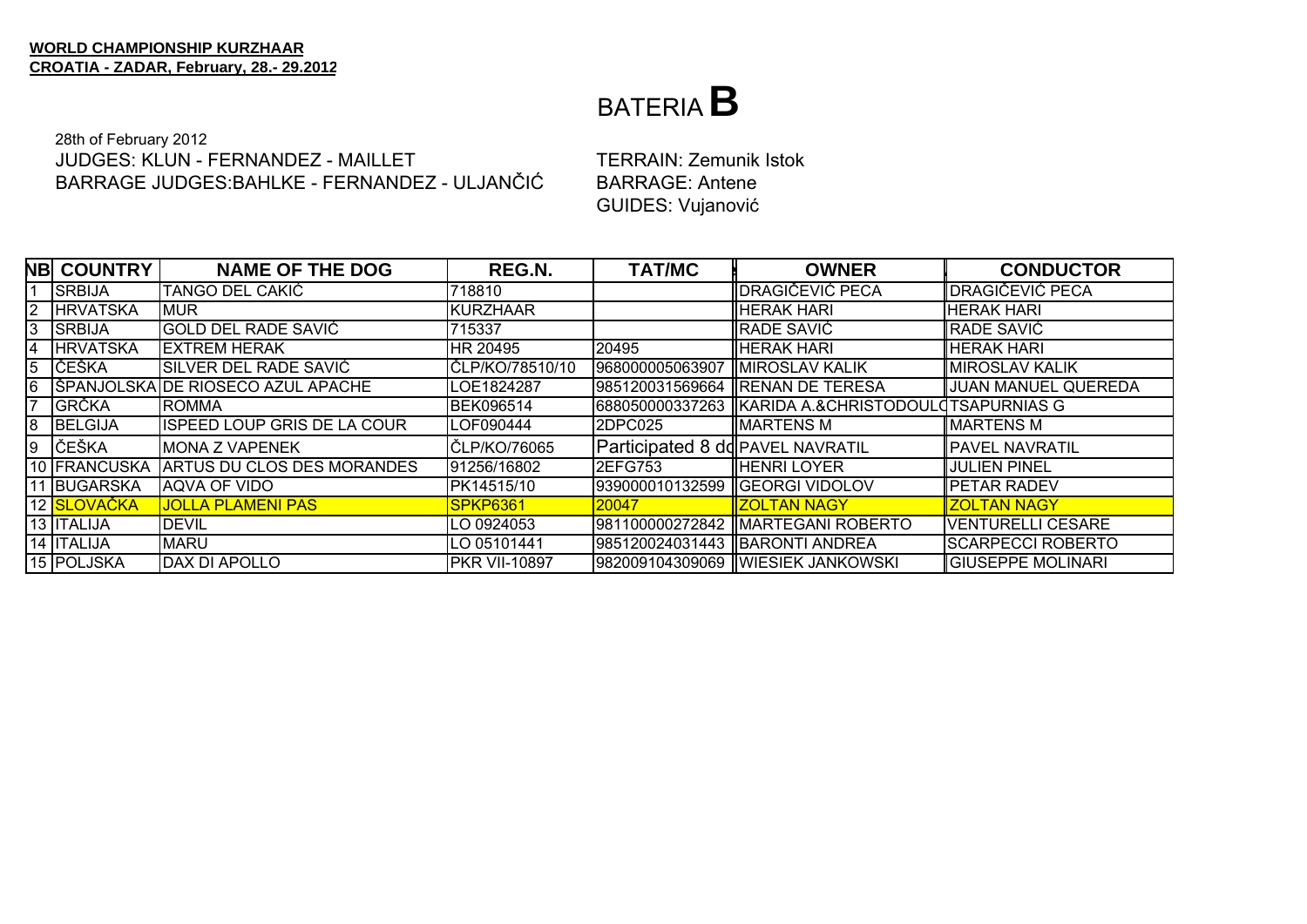**WORLD CHAMPIONSHIP KURZHAAR**
**CROATIA - ZADAR, February, 28.- 29.2012**

# BATERIA **B**

28th of February 2012
JUDGES: KLUN - FERNANDEZ - MAILLET
BARRAGE JUDGES:BAHLKE - FERNANDEZ - ULJANČIĆ

TERRAIN: Zemunik Istok
BARRAGE: Antene
GUIDES: Vujanović

| NB | COUNTRY | NAME OF THE DOG | REG.N. | TAT/MC | OWNER | CONDUCTOR |
|---|---|---|---|---|---|---|
| 1 | SRBIJA | TANGO DEL CAKIĆ | 718810 | | DRAGIČEVIĆ PECA | DRAGIČEVIĆ PECA |
| 2 | HRVATSKA | MUR | KURZHAAR | | HERAK HARI | HERAK HARI |
| 3 | SRBIJA | GOLD DEL RADE SAVIĆ | 715337 | | RADE SAVIĆ | RADE SAVIĆ |
| 4 | HRVATSKA | EXTREM HERAK | HR 20495 | 20495 | HERAK HARI | HERAK HARI |
| 5 | ČEŠKA | SILVER DEL RADE SAVIĆ | ČLP/KO/78510/10 | 968000005063907 | MIROSLAV KALIK | MIROSLAV KALIK |
| 6 | ŠPANJOLSKA | DE RIOSECO AZUL APACHE | LOE1824287 | 985120031569664 | RENAN DE TERESA | JUAN MANUEL QUEREDA |
| 7 | GRČKA | ROMMA | BEK096514 | 688050000337263 | KARIDA A.&CHRISTODOUL | TSAPURNIAS G |
| 8 | BELGIJA | ISPEED LOUP GRIS DE LA COUR | LOF090444 | 2DPC025 | MARTENS M | MARTENS M |
| 9 | ČEŠKA | MONA Z VAPENEK | ČLP/KO/76065 | Participated 8 d | PAVEL NAVRATIL | PAVEL NAVRATIL |
| 10 | FRANCUSKA | ARTUS DU CLOS DES MORANDES | 91256/16802 | 2EFG753 | HENRI LOYER | JULIEN PINEL |
| 11 | BUGARSKA | AQVA OF VIDO | PK14515/10 | 939000010132599 | GEORGI VIDOLOV | PETAR RADEV |
| 12 | SLOVAČKA | JOLLA PLAMENI PAS | SPKP6361 | 20047 | ZOLTAN NAGY | ZOLTAN NAGY |
| 13 | ITALIJA | DEVIL | LO 0924053 | 981100000272842 | MARTEGANI ROBERTO | VENTURELLI CESARE |
| 14 | ITALIJA | MARU | LO 05101441 | 985120024031443 | BARONTI ANDREA | SCARPECCI ROBERTO |
| 15 | POLJSKA | DAX DI APOLLO | PKR VII-10897 | 982009104309069 | WIESIEK JANKOWSKI | GIUSEPPE MOLINARI |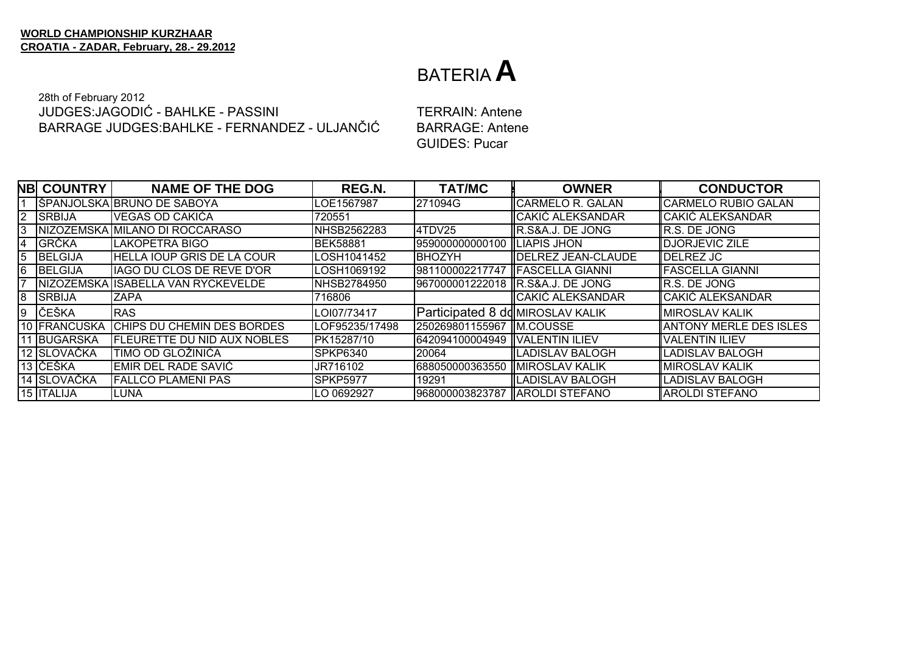**WORLD CHAMPIONSHIP KURZHAAR**
**CROATIA - ZADAR, February, 28.- 29.2012**

# BATERIA A

28th of February 2012
JUDGES:JAGODIĆ - BAHLKE - PASSINI
BARRAGE JUDGES:BAHLKE - FERNANDEZ - ULJANČIĆ

TERRAIN: Antene
BARRAGE: Antene
GUIDES: Pucar

| NB | COUNTRY | NAME OF THE DOG | REG.N. | TAT/MC | OWNER | CONDUCTOR |
|---|---|---|---|---|---|---|
| 1 | ŠPANJOLSKA | BRUNO DE SABOYA | LOE1567987 | 271094G | CARMELO R. GALAN | CARMELO RUBIO GALAN |
| 2 | SRBIJA | VEGAS OD CAKIĆA | 720551 | | CAKIĆ ALEKSANDAR | CAKIĆ ALEKSANDAR |
| 3 | NIZOZEMSKA | MILANO DI ROCCARASO | NHSB2562283 | 4TDV25 | R.S&A.J. DE JONG | R.S. DE JONG |
| 4 | GRČKA | LAKOPETRA BIGO | BEK58881 | 959000000000100 | LIAPIS JHON | DJORJEVIC ZILE |
| 5 | BELGIJA | HELLA IOUP GRIS DE LA COUR | LOSH1041452 | BHOZYH | DELREZ JEAN-CLAUDE | DELREZ JC |
| 6 | BELGIJA | IAGO DU CLOS DE REVE D'OR | LOSH1069192 | 981100002217747 | FASCELLA GIANNI | FASCELLA GIANNI |
| 7 | NIZOZEMSKA | ISABELLA VAN RYCKEVELDE | NHSB2784950 | 967000001222018 | R.S&A.J. DE JONG | R.S. DE JONG |
| 8 | SRBIJA | ZAPA | 716806 | | CAKIĆ ALEKSANDAR | CAKIĆ ALEKSANDAR |
| 9 | ČEŠKA | RAS | LOI07/73417 | Participated 8 do | MIROSLAV KALIK | MIROSLAV KALIK |
| 10 | FRANCUSKA | CHIPS DU CHEMIN DES BORDES | LOF95235/17498 | 250269801155967 | M.COUSSE | ANTONY MERLE DES ISLES |
| 11 | BUGARSKA | FLEURETTE DU NID AUX NOBLES | PK15287/10 | 642094100004949 | VALENTIN ILIEV | VALENTIN ILIEV |
| 12 | SLOVAČKA | TIMO OD GLOŽINIĆA | SPKP6340 | 20064 | LADISLAV BALOGH | LADISLAV BALOGH |
| 13 | ČEŠKA | EMIR DEL RADE SAVIĆ | JR716102 | 688050000363550 | MIROSLAV KALIK | MIROSLAV KALIK |
| 14 | SLOVAČKA | FALLCO PLAMENI PAS | SPKP5977 | 19291 | LADISLAV BALOGH | LADISLAV BALOGH |
| 15 | ITALIJA | LUNA | LO 0692927 | 968000003823787 | AROLDI STEFANO | AROLDI STEFANO |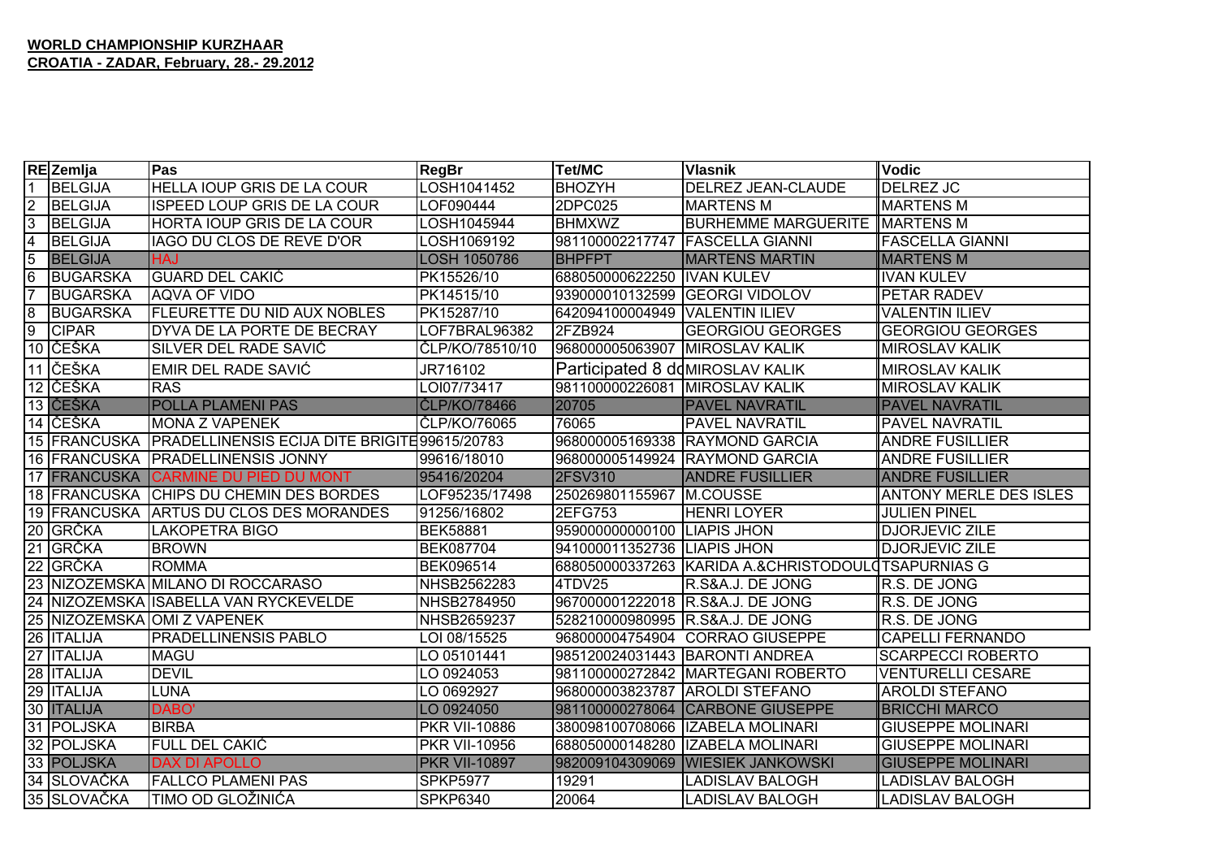**WORLD CHAMPIONSHIP KURZHAAR**
**CROATIA - ZADAR, February, 28.- 29.2012**

| RE | Zemlja | Pas | RegBr | Tet/MC | Vlasnik | Vodic |
|---|---|---|---|---|---|---|
| 1 | BELGIJA | HELLA IOUP GRIS DE LA COUR | LOSH1041452 | BHOZYH | DELREZ JEAN-CLAUDE | DELREZ JC |
| 2 | BELGIJA | ISPEED LOUP GRIS DE LA COUR | LOF090444 | 2DPC025 | MARTENS M | MARTENS M |
| 3 | BELGIJA | HORTA IOUP GRIS DE LA COUR | LOSH1045944 | BHMXWZ | BURHEMME MARGUERITE | MARTENS M |
| 4 | BELGIJA | IAGO DU CLOS DE REVE D'OR | LOSH1069192 | 981100002217747 | FASCELLA GIANNI | FASCELLA GIANNI |
| 5 | BELGIJA | HAJ | LOSH 1050786 | BHPFPT | MARTENS MARTIN | MARTENS M |
| 6 | BUGARSKA | GUARD DEL CAKIĆ | PK15526/10 | 688050000622250 | IVAN KULEV | IVAN KULEV |
| 7 | BUGARSKA | AQVA OF VIDO | PK14515/10 | 939000010132599 | GEORGI VIDOLOV | PETAR RADEV |
| 8 | BUGARSKA | FLEURETTE DU NID AUX NOBLES | PK15287/10 | 642094100004949 | VALENTIN ILIEV | VALENTIN ILIEV |
| 9 | CIPAR | DYVA DE LA PORTE DE BECRAY | LOF7BRAL96382 | 2FZB924 | GEORGIOU GEORGES | GEORGIOU GEORGES |
| 10 | ČEŠKA | SILVER DEL RADE SAVIĆ | ČLP/KO/78510/10 | 968000005063907 | MIROSLAV KALIK | MIROSLAV KALIK |
| 11 | ČEŠKA | EMIR DEL RADE SAVIĆ | JR716102 | Participated 8 do | MIROSLAV KALIK | MIROSLAV KALIK |
| 12 | ČEŠKA | RAS | LOI07/73417 | 981100000226081 | MIROSLAV KALIK | MIROSLAV KALIK |
| 13 | ČEŠKA | POLLA PLAMENI PAS | ČLP/KO/78466 | 20705 | PAVEL NAVRATIL | PAVEL NAVRATIL |
| 14 | ČEŠKA | MONA Z VAPENEK | ČLP/KO/76065 | 76065 | PAVEL NAVRATIL | PAVEL NAVRATIL |
| 15 | FRANCUSKA | PRADELLINENSIS ECIJA DITE BRIGITE | 99615/20783 | 968000005169338 | RAYMOND GARCIA | ANDRE FUSILLIER |
| 16 | FRANCUSKA | PRADELLINENSIS JONNY | 99616/18010 | 968000005149924 | RAYMOND GARCIA | ANDRE FUSILLIER |
| 17 | FRANCUSKA | CARMINE DU PIED DU MONT | 95416/20204 | 2FSV310 | ANDRE FUSILLIER | ANDRE FUSILLIER |
| 18 | FRANCUSKA | CHIPS DU CHEMIN DES BORDES | LOF95235/17498 | 250269801155967 | M.COUSSE | ANTONY MERLE DES ISLES |
| 19 | FRANCUSKA | ARTUS DU CLOS DES MORANDES | 91256/16802 | 2EFG753 | HENRI LOYER | JULIEN PINEL |
| 20 | GRČKA | LAKOPETRA BIGO | BEK58881 | 959000000000100 | LIAPIS JHON | DJORJEVIC ZILE |
| 21 | GRČKA | BROWN | BEK087704 | 941000011352736 | LIAPIS JHON | DJORJEVIC ZILE |
| 22 | GRČKA | ROMMA | BEK096514 | 688050000337263 | KARIDA A.&CHRISTODOUL | TSAPURNIAS G |
| 23 | NIZOZEMSKA | MILANO DI ROCCARASO | NHSB2562283 | 4TDV25 | R.S&A.J. DE JONG | R.S. DE JONG |
| 24 | NIZOZEMSKA | ISABELLA VAN RYCKEVELDE | NHSB2784950 | 967000001222018 | R.S&A.J. DE JONG | R.S. DE JONG |
| 25 | NIZOZEMSKA | OMI Z VAPENEK | NHSB2659237 | 528210000980995 | R.S&A.J. DE JONG | R.S. DE JONG |
| 26 | ITALIJA | PRADELLINENSIS PABLO | LOI 08/15525 | 968000004754904 | CORRAO GIUSEPPE | CAPELLI FERNANDO |
| 27 | ITALIJA | MAGU | LO 05101441 | 985120024031443 | BARONTI ANDREA | SCARPECCI ROBERTO |
| 28 | ITALIJA | DEVIL | LO 0924053 | 981100000272842 | MARTEGANI ROBERTO | VENTURELLI CESARE |
| 29 | ITALIJA | LUNA | LO 0692927 | 968000003823787 | AROLDI STEFANO | AROLDI STEFANO |
| 30 | ITALIJA | DABO' | LO 0924050 | 981100000278064 | CARBONE GIUSEPPE | BRICCHI MARCO |
| 31 | POLJSKA | BIRBA | PKR VII-10886 | 380098100708066 | IZABELA MOLINARI | GIUSEPPE MOLINARI |
| 32 | POLJSKA | FULL DEL CAKIĆ | PKR VII-10956 | 688050000148280 | IZABELA MOLINARI | GIUSEPPE MOLINARI |
| 33 | POLJSKA | DAX DI APOLLO | PKR VII-10897 | 982009104309069 | WIESIEK JANKOWSKI | GIUSEPPE MOLINARI |
| 34 | SLOVAČKA | FALLCO PLAMENI PAS | SPKP5977 | 19291 | LADISLAV BALOGH | LADISLAV BALOGH |
| 35 | SLOVAČKA | TIMO OD GLOŽINIĆA | SPKP6340 | 20064 | LADISLAV BALOGH | LADISLAV BALOGH |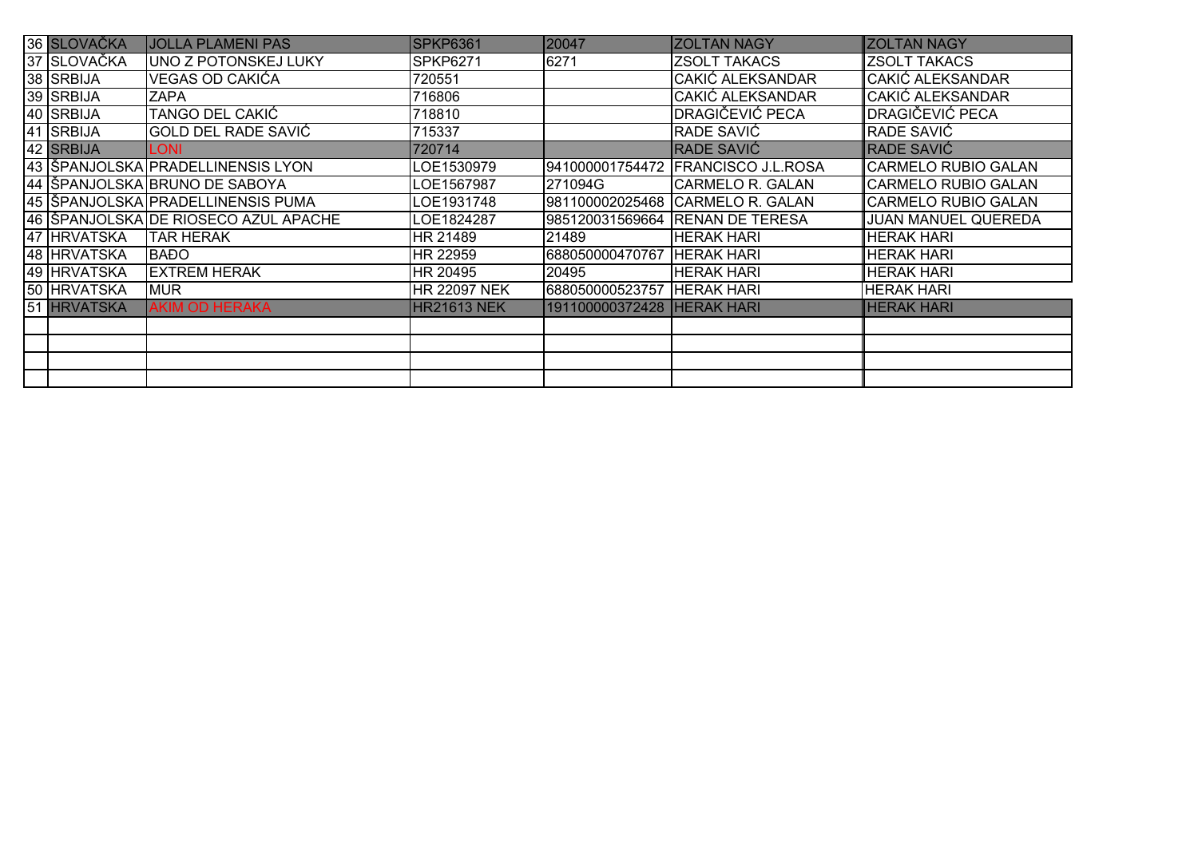| | | | | | | |
|---|---|---|---|---|---|---|
| 36 | SLOVAČKA | JOLLA PLAMENI PAS | SPKP6361 | 20047 | ZOLTAN NAGY | ZOLTAN NAGY |
| 37 | SLOVAČKA | UNO Z POTONSKEJ LUKY | SPKP6271 | 6271 | ZSOLT TAKACS | ZSOLT TAKACS |
| 38 | SRBIJA | VEGAS OD CAKIĆA | 720551 | | CAKIĆ ALEKSANDAR | CAKIĆ ALEKSANDAR |
| 39 | SRBIJA | ZAPA | 716806 | | CAKIĆ ALEKSANDAR | CAKIĆ ALEKSANDAR |
| 40 | SRBIJA | TANGO DEL CAKIĆ | 718810 | | DRAGIČEVIĆ PECA | DRAGIČEVIĆ PECA |
| 41 | SRBIJA | GOLD DEL RADE SAVIĆ | 715337 | | RADE SAVIĆ | RADE SAVIĆ |
| 42 | SRBIJA | LONI | 720714 | | RADE SAVIĆ | RADE SAVIĆ |
| 43 | ŠPANJOLSKA | PRADELLINENSIS LYON | LOE1530979 | 941000001754472 | FRANCISCO J.L.ROSA | CARMELO RUBIO GALAN |
| 44 | ŠPANJOLSKA | BRUNO DE SABOYA | LOE1567987 | 271094G | CARMELO R. GALAN | CARMELO RUBIO GALAN |
| 45 | ŠPANJOLSKA | PRADELLINENSIS PUMA | LOE1931748 | 981100002025468 | CARMELO R. GALAN | CARMELO RUBIO GALAN |
| 46 | ŠPANJOLSKA | DE RIOSECO AZUL APACHE | LOE1824287 | 985120031569664 | RENAN DE TERESA | JUAN MANUEL QUEREDA |
| 47 | HRVATSKA | TAR HERAK | HR 21489 | 21489 | HERAK HARI | HERAK HARI |
| 48 | HRVATSKA | BAĐO | HR 22959 | 688050000470767 | HERAK HARI | HERAK HARI |
| 49 | HRVATSKA | EXTREM HERAK | HR 20495 | 20495 | HERAK HARI | HERAK HARI |
| 50 | HRVATSKA | MUR | HR 22097 NEK | 688050000523757 | HERAK HARI | HERAK HARI |
| 51 | HRVATSKA | AKIM OD HERAKA | HR21613 NEK | 191100000372428 | HERAK HARI | HERAK HARI |
| | | | | | | |
| | | | | | | |
| | | | | | | |
| | | | | | | |